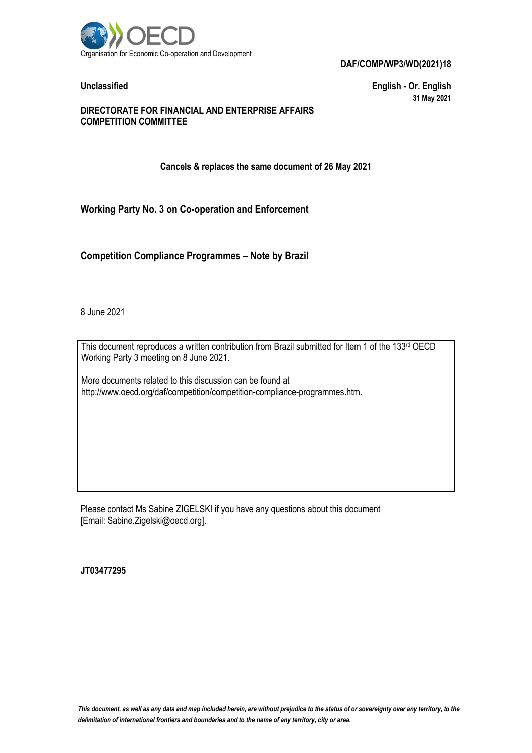Organisation for Economic Co-operation and Development

**DAF/COMP/WP3/WD(2021)18**

**Unclassified** **English - Or. English**

**31 May 2021**

**DIRECTORATE FOR FINANCIAL AND ENTERPRISE AFFAIRS**
**COMPETITION COMMITTEE**

**Cancels & replaces the same document of 26 May 2021**

## Working Party No. 3 on Co-operation and Enforcement

## Competition Compliance Programmes – Note by Brazil

8 June 2021

This document reproduces a written contribution from Brazil submitted for Item 1 of the 133rd OECD Working Party 3 meeting on 8 June 2021.

More documents related to this discussion can be found at http://www.oecd.org/daf/competition/competition-compliance-programmes.htm.

Please contact Ms Sabine ZIGELSKI if you have any questions about this document [Email: Sabine.Zigelski@oecd.org].

**JT03477295**

*This document, as well as any data and map included herein, are without prejudice to the status of or sovereignty over any territory, to the delimitation of international frontiers and boundaries and to the name of any territory, city or area.*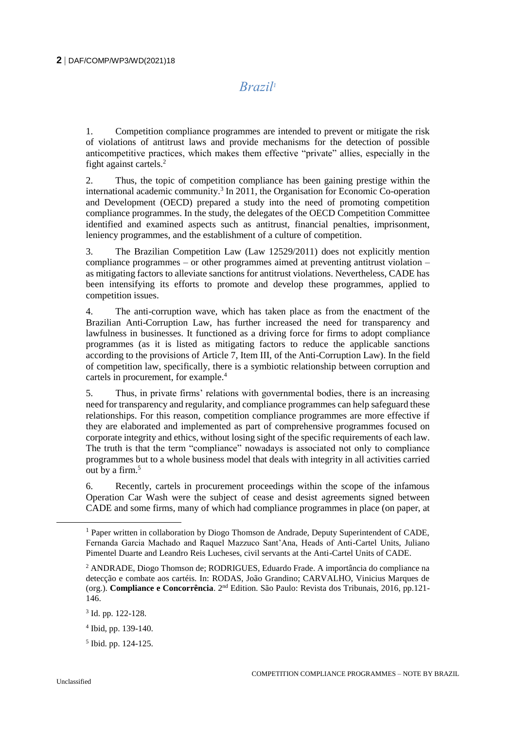# *Brazil*[1]

1. Competition compliance programmes are intended to prevent or mitigate the risk of violations of antitrust laws and provide mechanisms for the detection of possible anticompetitive practices, which makes them effective "private" allies, especially in the fight against cartels.[2]

2. Thus, the topic of competition compliance has been gaining prestige within the international academic community.[3] In 2011, the Organisation for Economic Co-operation and Development (OECD) prepared a study into the need of promoting competition compliance programmes. In the study, the delegates of the OECD Competition Committee identified and examined aspects such as antitrust, financial penalties, imprisonment, leniency programmes, and the establishment of a culture of competition.

3. The Brazilian Competition Law (Law 12529/2011) does not explicitly mention compliance programmes – or other programmes aimed at preventing antitrust violation – as mitigating factors to alleviate sanctions for antitrust violations. Nevertheless, CADE has been intensifying its efforts to promote and develop these programmes, applied to competition issues.

4. The anti-corruption wave, which has taken place as from the enactment of the Brazilian Anti-Corruption Law, has further increased the need for transparency and lawfulness in businesses. It functioned as a driving force for firms to adopt compliance programmes (as it is listed as mitigating factors to reduce the applicable sanctions according to the provisions of Article 7, Item III, of the Anti-Corruption Law). In the field of competition law, specifically, there is a symbiotic relationship between corruption and cartels in procurement, for example.[4]

5. Thus, in private firms' relations with governmental bodies, there is an increasing need for transparency and regularity, and compliance programmes can help safeguard these relationships. For this reason, competition compliance programmes are more effective if they are elaborated and implemented as part of comprehensive programmes focused on corporate integrity and ethics, without losing sight of the specific requirements of each law. The truth is that the term "compliance" nowadays is associated not only to compliance programmes but to a whole business model that deals with integrity in all activities carried out by a firm.[5]

6. Recently, cartels in procurement proceedings within the scope of the infamous Operation Car Wash were the subject of cease and desist agreements signed between CADE and some firms, many of which had compliance programmes in place (on paper, at

---

[1] Paper written in collaboration by Diogo Thomson de Andrade, Deputy Superintendent of CADE, Fernanda Garcia Machado and Raquel Mazzuco Sant'Ana, Heads of Anti-Cartel Units, Juliano Pimentel Duarte and Leandro Reis Lucheses, civil servants at the Anti-Cartel Units of CADE.

[2] ANDRADE, Diogo Thomson de; RODRIGUES, Eduardo Frade. A importância do compliance na detecção e combate aos cartéis. In: RODAS, João Grandino; CARVALHO, Vinicius Marques de (org.). **Compliance e Concorrência**. 2nd Edition. São Paulo: Revista dos Tribunais, 2016, pp.121-146.

[3] Id. pp. 122-128.

[4] Ibid, pp. 139-140.

[5] Ibid. pp. 124-125.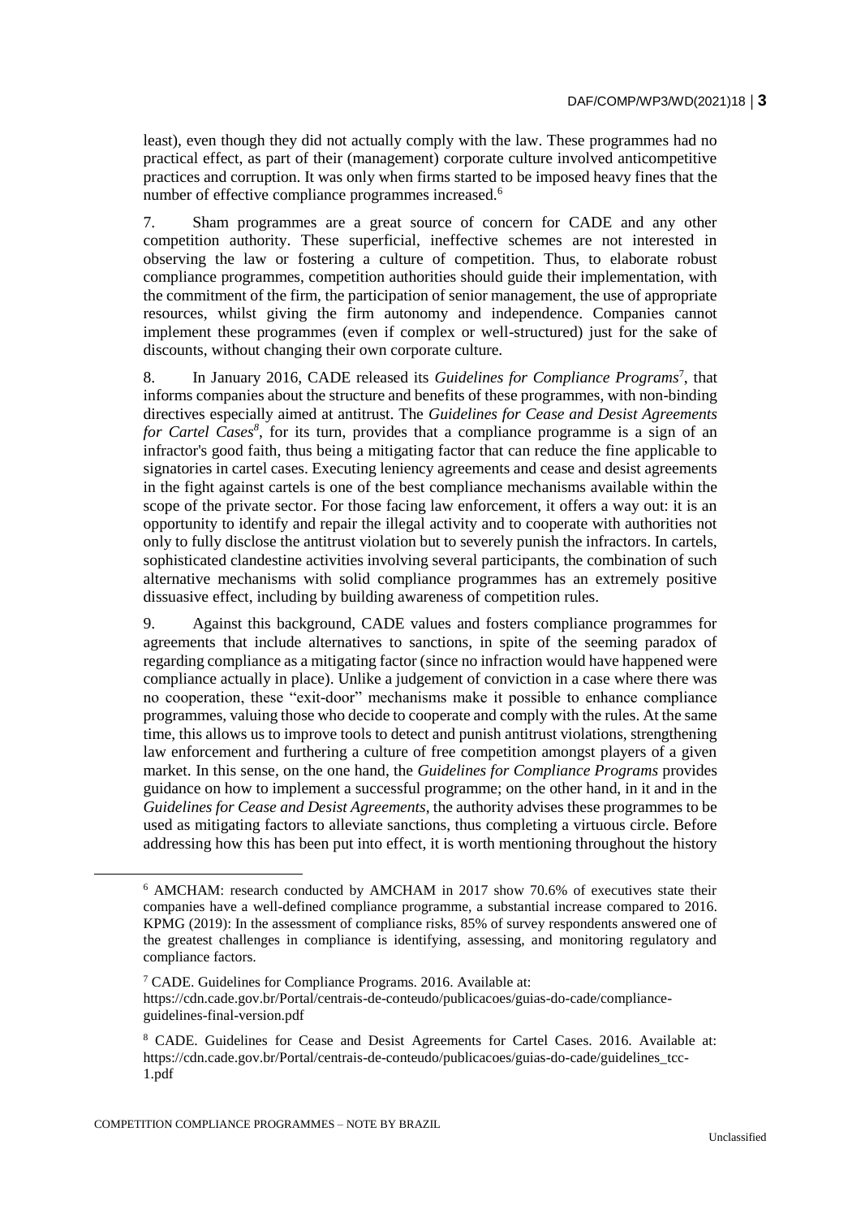least), even though they did not actually comply with the law. These programmes had no practical effect, as part of their (management) corporate culture involved anticompetitive practices and corruption. It was only when firms started to be imposed heavy fines that the number of effective compliance programmes increased.[6]

7. Sham programmes are a great source of concern for CADE and any other competition authority. These superficial, ineffective schemes are not interested in observing the law or fostering a culture of competition. Thus, to elaborate robust compliance programmes, competition authorities should guide their implementation, with the commitment of the firm, the participation of senior management, the use of appropriate resources, whilst giving the firm autonomy and independence. Companies cannot implement these programmes (even if complex or well-structured) just for the sake of discounts, without changing their own corporate culture.

8. In January 2016, CADE released its *Guidelines for Compliance Programs*[7], that informs companies about the structure and benefits of these programmes, with non-binding directives especially aimed at antitrust. The *Guidelines for Cease and Desist Agreements for Cartel Cases*[8], for its turn, provides that a compliance programme is a sign of an infractor's good faith, thus being a mitigating factor that can reduce the fine applicable to signatories in cartel cases. Executing leniency agreements and cease and desist agreements in the fight against cartels is one of the best compliance mechanisms available within the scope of the private sector. For those facing law enforcement, it offers a way out: it is an opportunity to identify and repair the illegal activity and to cooperate with authorities not only to fully disclose the antitrust violation but to severely punish the infractors. In cartels, sophisticated clandestine activities involving several participants, the combination of such alternative mechanisms with solid compliance programmes has an extremely positive dissuasive effect, including by building awareness of competition rules.

9. Against this background, CADE values and fosters compliance programmes for agreements that include alternatives to sanctions, in spite of the seeming paradox of regarding compliance as a mitigating factor (since no infraction would have happened were compliance actually in place). Unlike a judgement of conviction in a case where there was no cooperation, these "exit-door" mechanisms make it possible to enhance compliance programmes, valuing those who decide to cooperate and comply with the rules. At the same time, this allows us to improve tools to detect and punish antitrust violations, strengthening law enforcement and furthering a culture of free competition amongst players of a given market. In this sense, on the one hand, the *Guidelines for Compliance Programs* provides guidance on how to implement a successful programme; on the other hand, in it and in the *Guidelines for Cease and Desist Agreements*, the authority advises these programmes to be used as mitigating factors to alleviate sanctions, thus completing a virtuous circle. Before addressing how this has been put into effect, it is worth mentioning throughout the history

[6] AMCHAM: research conducted by AMCHAM in 2017 show 70.6% of executives state their companies have a well-defined compliance programme, a substantial increase compared to 2016. KPMG (2019): In the assessment of compliance risks, 85% of survey respondents answered one of the greatest challenges in compliance is identifying, assessing, and monitoring regulatory and compliance factors.

[7] CADE. Guidelines for Compliance Programs. 2016. Available at: https://cdn.cade.gov.br/Portal/centrais-de-conteudo/publicacoes/guias-do-cade/compliance-guidelines-final-version.pdf

[8] CADE. Guidelines for Cease and Desist Agreements for Cartel Cases. 2016. Available at: https://cdn.cade.gov.br/Portal/centrais-de-conteudo/publicacoes/guias-do-cade/guidelines_tcc-1.pdf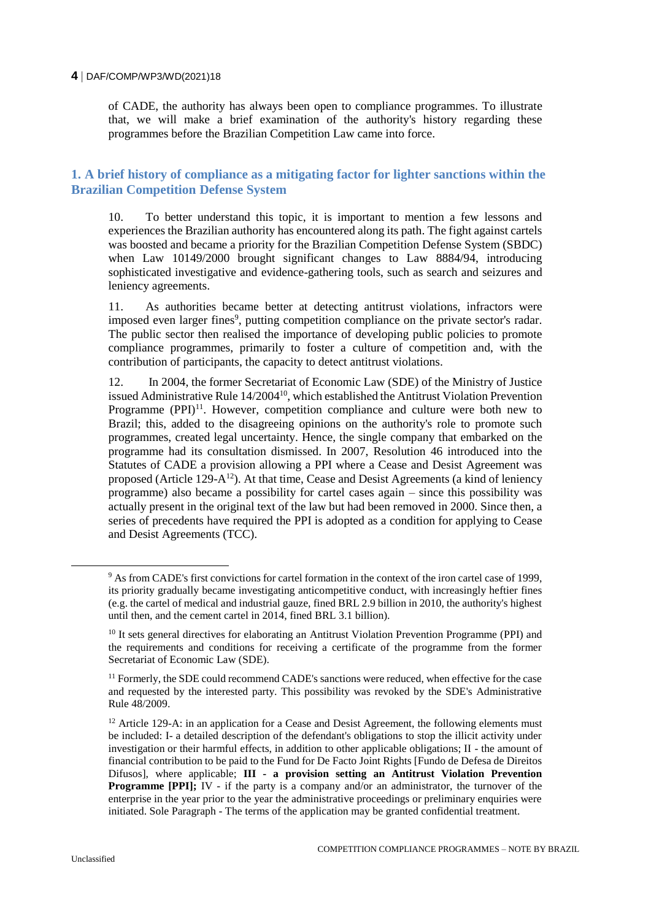of CADE, the authority has always been open to compliance programmes. To illustrate that, we will make a brief examination of the authority's history regarding these programmes before the Brazilian Competition Law came into force.

## 1. A brief history of compliance as a mitigating factor for lighter sanctions within the Brazilian Competition Defense System

10. To better understand this topic, it is important to mention a few lessons and experiences the Brazilian authority has encountered along its path. The fight against cartels was boosted and became a priority for the Brazilian Competition Defense System (SBDC) when Law 10149/2000 brought significant changes to Law 8884/94, introducing sophisticated investigative and evidence-gathering tools, such as search and seizures and leniency agreements.

11. As authorities became better at detecting antitrust violations, infractors were imposed even larger fines[9], putting competition compliance on the private sector's radar. The public sector then realised the importance of developing public policies to promote compliance programmes, primarily to foster a culture of competition and, with the contribution of participants, the capacity to detect antitrust violations.

12. In 2004, the former Secretariat of Economic Law (SDE) of the Ministry of Justice issued Administrative Rule 14/2004[10], which established the Antitrust Violation Prevention Programme (PPI)[11]. However, competition compliance and culture were both new to Brazil; this, added to the disagreeing opinions on the authority's role to promote such programmes, created legal uncertainty. Hence, the single company that embarked on the programme had its consultation dismissed. In 2007, Resolution 46 introduced into the Statutes of CADE a provision allowing a PPI where a Cease and Desist Agreement was proposed (Article 129-A[12]). At that time, Cease and Desist Agreements (a kind of leniency programme) also became a possibility for cartel cases again – since this possibility was actually present in the original text of the law but had been removed in 2000. Since then, a series of precedents have required the PPI is adopted as a condition for applying to Cease and Desist Agreements (TCC).

---

[9] As from CADE's first convictions for cartel formation in the context of the iron cartel case of 1999, its priority gradually became investigating anticompetitive conduct, with increasingly heftier fines (e.g. the cartel of medical and industrial gauze, fined BRL 2.9 billion in 2010, the authority's highest until then, and the cement cartel in 2014, fined BRL 3.1 billion).

[10] It sets general directives for elaborating an Antitrust Violation Prevention Programme (PPI) and the requirements and conditions for receiving a certificate of the programme from the former Secretariat of Economic Law (SDE).

[11] Formerly, the SDE could recommend CADE's sanctions were reduced, when effective for the case and requested by the interested party. This possibility was revoked by the SDE's Administrative Rule 48/2009.

[12] Article 129-A: in an application for a Cease and Desist Agreement, the following elements must be included: I- a detailed description of the defendant's obligations to stop the illicit activity under investigation or their harmful effects, in addition to other applicable obligations; II - the amount of financial contribution to be paid to the Fund for De Facto Joint Rights [Fundo de Defesa de Direitos Difusos], where applicable; **III - a provision setting an Antitrust Violation Prevention Programme [PPI];** IV - if the party is a company and/or an administrator, the turnover of the enterprise in the year prior to the year the administrative proceedings or preliminary enquiries were initiated. Sole Paragraph - The terms of the application may be granted confidential treatment.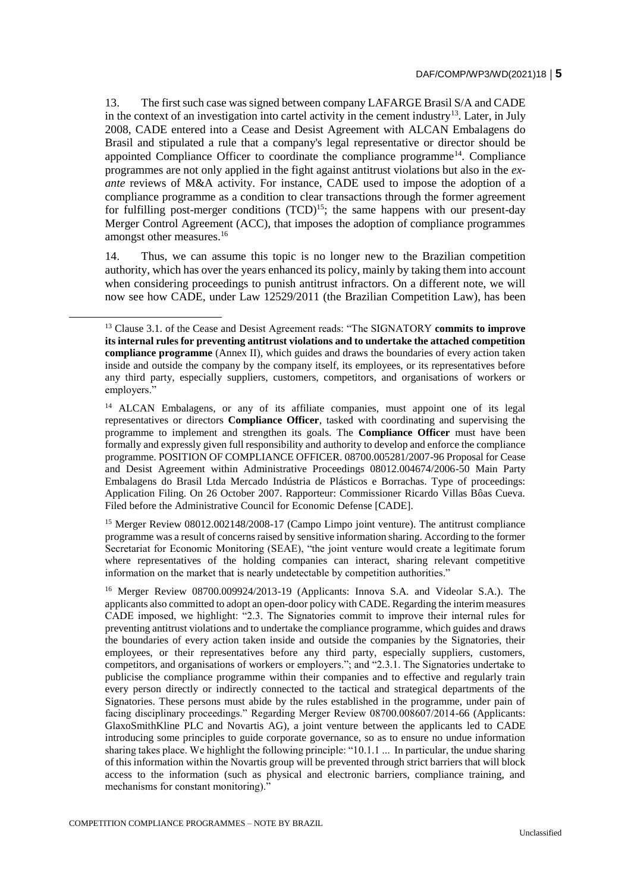13. The first such case was signed between company LAFARGE Brasil S/A and CADE in the context of an investigation into cartel activity in the cement industry[13]. Later, in July 2008, CADE entered into a Cease and Desist Agreement with ALCAN Embalagens do Brasil and stipulated a rule that a company's legal representative or director should be appointed Compliance Officer to coordinate the compliance programme[14]. Compliance programmes are not only applied in the fight against antitrust violations but also in the *ex-ante* reviews of M&A activity. For instance, CADE used to impose the adoption of a compliance programme as a condition to clear transactions through the former agreement for fulfilling post-merger conditions (TCD)[15]; the same happens with our present-day Merger Control Agreement (ACC), that imposes the adoption of compliance programmes amongst other measures.[16]

14. Thus, we can assume this topic is no longer new to the Brazilian competition authority, which has over the years enhanced its policy, mainly by taking them into account when considering proceedings to punish antitrust infractors. On a different note, we will now see how CADE, under Law 12529/2011 (the Brazilian Competition Law), has been

[13] Clause 3.1. of the Cease and Desist Agreement reads: "The SIGNATORY **commits to improve its internal rules for preventing antitrust violations and to undertake the attached competition compliance programme** (Annex II), which guides and draws the boundaries of every action taken inside and outside the company by the company itself, its employees, or its representatives before any third party, especially suppliers, customers, competitors, and organisations of workers or employers."

[14] ALCAN Embalagens, or any of its affiliate companies, must appoint one of its legal representatives or directors **Compliance Officer**, tasked with coordinating and supervising the programme to implement and strengthen its goals. The **Compliance Officer** must have been formally and expressly given full responsibility and authority to develop and enforce the compliance programme. POSITION OF COMPLIANCE OFFICER. 08700.005281/2007-96 Proposal for Cease and Desist Agreement within Administrative Proceedings 08012.004674/2006-50 Main Party Embalagens do Brasil Ltda Mercado Indústria de Plásticos e Borrachas. Type of proceedings: Application Filing. On 26 October 2007. Rapporteur: Commissioner Ricardo Villas Bôas Cueva. Filed before the Administrative Council for Economic Defense [CADE].

[15] Merger Review 08012.002148/2008-17 (Campo Limpo joint venture). The antitrust compliance programme was a result of concerns raised by sensitive information sharing. According to the former Secretariat for Economic Monitoring (SEAE), "the joint venture would create a legitimate forum where representatives of the holding companies can interact, sharing relevant competitive information on the market that is nearly undetectable by competition authorities."

[16] Merger Review 08700.009924/2013-19 (Applicants: Innova S.A. and Videolar S.A.). The applicants also committed to adopt an open-door policy with CADE. Regarding the interim measures CADE imposed, we highlight: "2.3. The Signatories commit to improve their internal rules for preventing antitrust violations and to undertake the compliance programme, which guides and draws the boundaries of every action taken inside and outside the companies by the Signatories, their employees, or their representatives before any third party, especially suppliers, customers, competitors, and organisations of workers or employers."; and "2.3.1. The Signatories undertake to publicise the compliance programme within their companies and to effective and regularly train every person directly or indirectly connected to the tactical and strategical departments of the Signatories. These persons must abide by the rules established in the programme, under pain of facing disciplinary proceedings." Regarding Merger Review 08700.008607/2014-66 (Applicants: GlaxoSmithKline PLC and Novartis AG), a joint venture between the applicants led to CADE introducing some principles to guide corporate governance, so as to ensure no undue information sharing takes place. We highlight the following principle: "10.1.1 ... In particular, the undue sharing of this information within the Novartis group will be prevented through strict barriers that will block access to the information (such as physical and electronic barriers, compliance training, and mechanisms for constant monitoring)."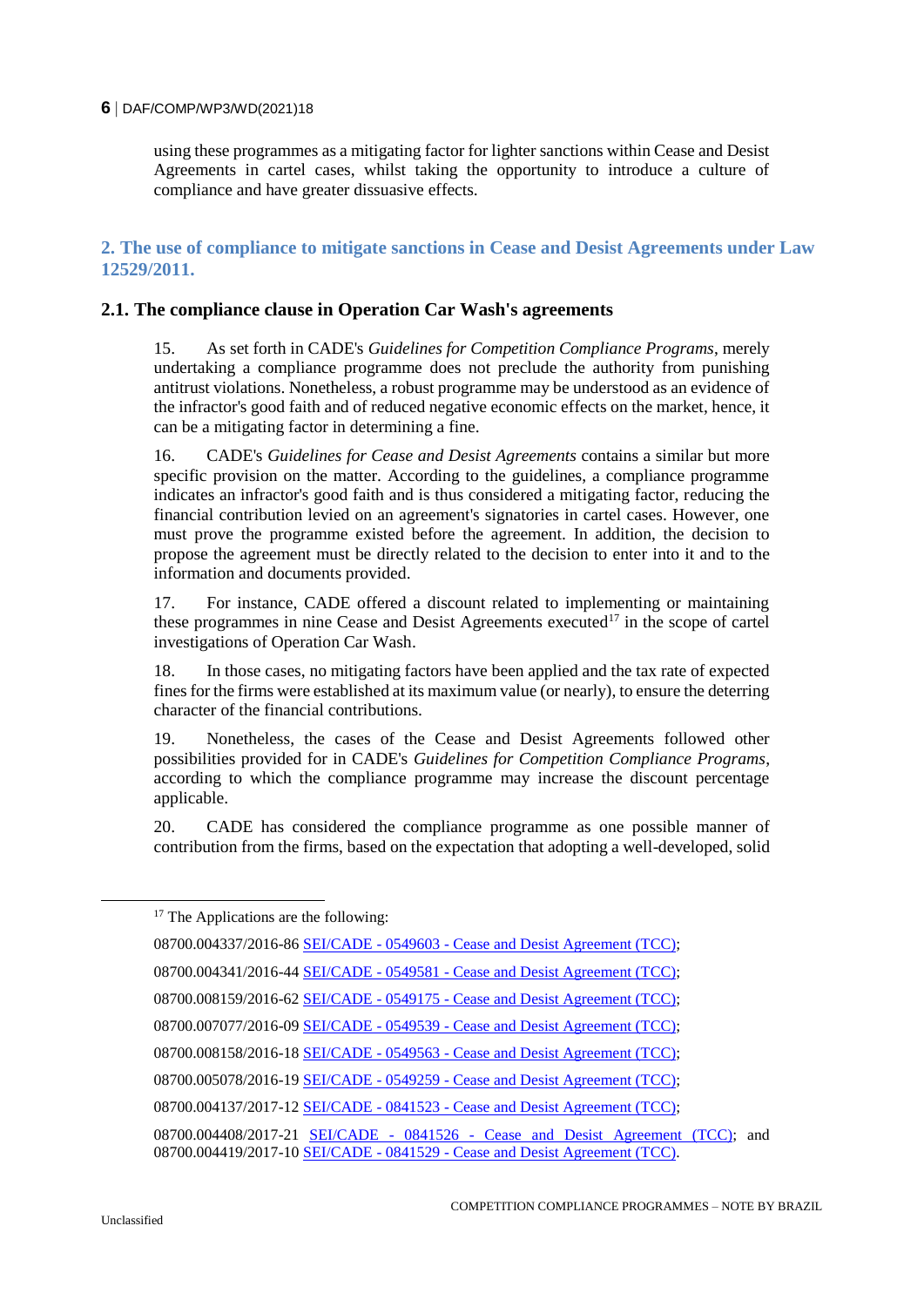using these programmes as a mitigating factor for lighter sanctions within Cease and Desist Agreements in cartel cases, whilst taking the opportunity to introduce a culture of compliance and have greater dissuasive effects.

## 2. The use of compliance to mitigate sanctions in Cease and Desist Agreements under Law 12529/2011.

### 2.1. The compliance clause in Operation Car Wash's agreements

15. As set forth in CADE's *Guidelines for Competition Compliance Programs*, merely undertaking a compliance programme does not preclude the authority from punishing antitrust violations. Nonetheless, a robust programme may be understood as an evidence of the infractor's good faith and of reduced negative economic effects on the market, hence, it can be a mitigating factor in determining a fine.

16. CADE's *Guidelines for Cease and Desist Agreements* contains a similar but more specific provision on the matter. According to the guidelines, a compliance programme indicates an infractor's good faith and is thus considered a mitigating factor, reducing the financial contribution levied on an agreement's signatories in cartel cases. However, one must prove the programme existed before the agreement. In addition, the decision to propose the agreement must be directly related to the decision to enter into it and to the information and documents provided.

17. For instance, CADE offered a discount related to implementing or maintaining these programmes in nine Cease and Desist Agreements executed[17] in the scope of cartel investigations of Operation Car Wash.

18. In those cases, no mitigating factors have been applied and the tax rate of expected fines for the firms were established at its maximum value (or nearly), to ensure the deterring character of the financial contributions.

19. Nonetheless, the cases of the Cease and Desist Agreements followed other possibilities provided for in CADE's *Guidelines for Competition Compliance Programs*, according to which the compliance programme may increase the discount percentage applicable.

20. CADE has considered the compliance programme as one possible manner of contribution from the firms, based on the expectation that adopting a well-developed, solid

---

[17] The Applications are the following:

08700.004337/2016-86 SEI/CADE - 0549603 - Cease and Desist Agreement (TCC);

08700.004341/2016-44 SEI/CADE - 0549581 - Cease and Desist Agreement (TCC);

08700.008159/2016-62 SEI/CADE - 0549175 - Cease and Desist Agreement (TCC);

08700.007077/2016-09 SEI/CADE - 0549539 - Cease and Desist Agreement (TCC);

08700.008158/2016-18 SEI/CADE - 0549563 - Cease and Desist Agreement (TCC);

08700.005078/2016-19 SEI/CADE - 0549259 - Cease and Desist Agreement (TCC);

08700.004137/2017-12 SEI/CADE - 0841523 - Cease and Desist Agreement (TCC);

08700.004408/2017-21 SEI/CADE - 0841526 - Cease and Desist Agreement (TCC); and 08700.004419/2017-10 SEI/CADE - 0841529 - Cease and Desist Agreement (TCC).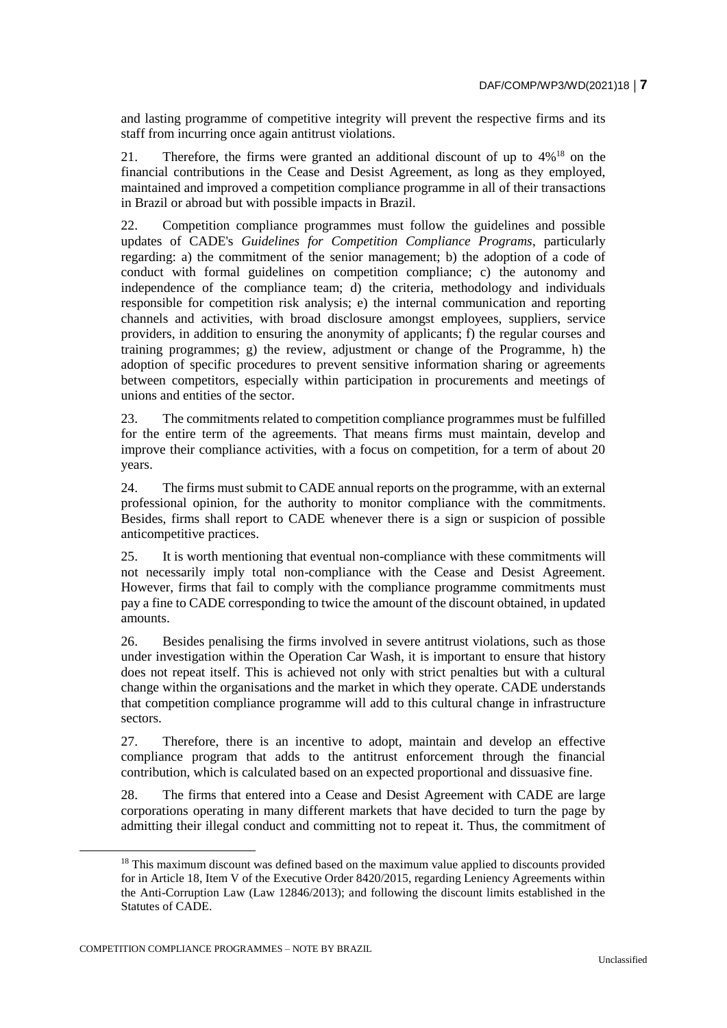and lasting programme of competitive integrity will prevent the respective firms and its staff from incurring once again antitrust violations.

21. Therefore, the firms were granted an additional discount of up to 4%[18] on the financial contributions in the Cease and Desist Agreement, as long as they employed, maintained and improved a competition compliance programme in all of their transactions in Brazil or abroad but with possible impacts in Brazil.

22. Competition compliance programmes must follow the guidelines and possible updates of CADE's *Guidelines for Competition Compliance Programs*, particularly regarding: a) the commitment of the senior management; b) the adoption of a code of conduct with formal guidelines on competition compliance; c) the autonomy and independence of the compliance team; d) the criteria, methodology and individuals responsible for competition risk analysis; e) the internal communication and reporting channels and activities, with broad disclosure amongst employees, suppliers, service providers, in addition to ensuring the anonymity of applicants; f) the regular courses and training programmes; g) the review, adjustment or change of the Programme, h) the adoption of specific procedures to prevent sensitive information sharing or agreements between competitors, especially within participation in procurements and meetings of unions and entities of the sector.

23. The commitments related to competition compliance programmes must be fulfilled for the entire term of the agreements. That means firms must maintain, develop and improve their compliance activities, with a focus on competition, for a term of about 20 years.

24. The firms must submit to CADE annual reports on the programme, with an external professional opinion, for the authority to monitor compliance with the commitments. Besides, firms shall report to CADE whenever there is a sign or suspicion of possible anticompetitive practices.

25. It is worth mentioning that eventual non-compliance with these commitments will not necessarily imply total non-compliance with the Cease and Desist Agreement. However, firms that fail to comply with the compliance programme commitments must pay a fine to CADE corresponding to twice the amount of the discount obtained, in updated amounts.

26. Besides penalising the firms involved in severe antitrust violations, such as those under investigation within the Operation Car Wash, it is important to ensure that history does not repeat itself. This is achieved not only with strict penalties but with a cultural change within the organisations and the market in which they operate. CADE understands that competition compliance programme will add to this cultural change in infrastructure sectors.

27. Therefore, there is an incentive to adopt, maintain and develop an effective compliance program that adds to the antitrust enforcement through the financial contribution, which is calculated based on an expected proportional and dissuasive fine.

28. The firms that entered into a Cease and Desist Agreement with CADE are large corporations operating in many different markets that have decided to turn the page by admitting their illegal conduct and committing not to repeat it. Thus, the commitment of

[18] This maximum discount was defined based on the maximum value applied to discounts provided for in Article 18, Item V of the Executive Order 8420/2015, regarding Leniency Agreements within the Anti-Corruption Law (Law 12846/2013); and following the discount limits established in the Statutes of CADE.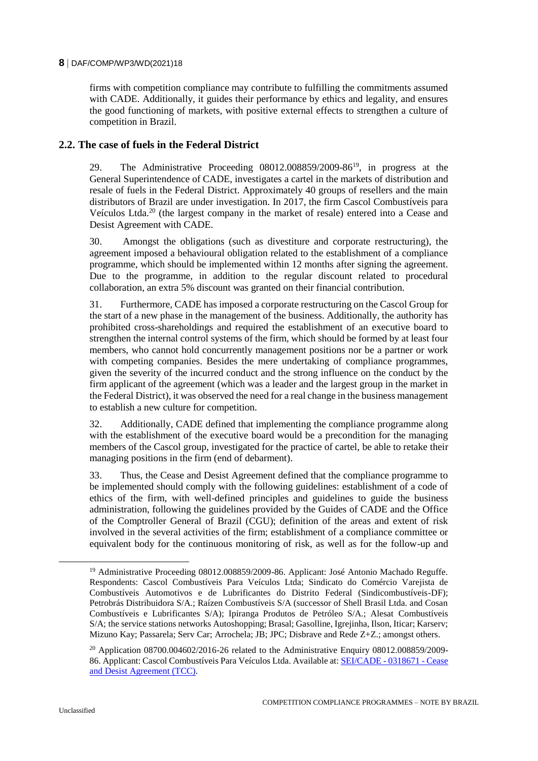firms with competition compliance may contribute to fulfilling the commitments assumed with CADE. Additionally, it guides their performance by ethics and legality, and ensures the good functioning of markets, with positive external effects to strengthen a culture of competition in Brazil.

## 2.2. The case of fuels in the Federal District

29. The Administrative Proceeding 08012.008859/2009-86[19], in progress at the General Superintendence of CADE, investigates a cartel in the markets of distribution and resale of fuels in the Federal District. Approximately 40 groups of resellers and the main distributors of Brazil are under investigation. In 2017, the firm Cascol Combustíveis para Veículos Ltda.[20] (the largest company in the market of resale) entered into a Cease and Desist Agreement with CADE.

30. Amongst the obligations (such as divestiture and corporate restructuring), the agreement imposed a behavioural obligation related to the establishment of a compliance programme, which should be implemented within 12 months after signing the agreement. Due to the programme, in addition to the regular discount related to procedural collaboration, an extra 5% discount was granted on their financial contribution.

31. Furthermore, CADE has imposed a corporate restructuring on the Cascol Group for the start of a new phase in the management of the business. Additionally, the authority has prohibited cross-shareholdings and required the establishment of an executive board to strengthen the internal control systems of the firm, which should be formed by at least four members, who cannot hold concurrently management positions nor be a partner or work with competing companies. Besides the mere undertaking of compliance programmes, given the severity of the incurred conduct and the strong influence on the conduct by the firm applicant of the agreement (which was a leader and the largest group in the market in the Federal District), it was observed the need for a real change in the business management to establish a new culture for competition.

32. Additionally, CADE defined that implementing the compliance programme along with the establishment of the executive board would be a precondition for the managing members of the Cascol group, investigated for the practice of cartel, be able to retake their managing positions in the firm (end of debarment).

33. Thus, the Cease and Desist Agreement defined that the compliance programme to be implemented should comply with the following guidelines: establishment of a code of ethics of the firm, with well-defined principles and guidelines to guide the business administration, following the guidelines provided by the Guides of CADE and the Office of the Comptroller General of Brazil (CGU); definition of the areas and extent of risk involved in the several activities of the firm; establishment of a compliance committee or equivalent body for the continuous monitoring of risk, as well as for the follow-up and

---

[19] Administrative Proceeding 08012.008859/2009-86. Applicant: José Antonio Machado Reguffe. Respondents: Cascol Combustíveis Para Veículos Ltda; Sindicato do Comércio Varejista de Combustíveis Automotivos e de Lubrificantes do Distrito Federal (Sindicombustíveis-DF); Petrobrás Distribuidora S/A.; Raízen Combustíveis S/A (successor of Shell Brasil Ltda. and Cosan Combustíveis e Lubrificantes S/A); Ipiranga Produtos de Petróleo S/A.; Alesat Combustíveis S/A; the service stations networks Autoshopping; Brasal; Gasolline, Igrejinha, Ilson, Iticar; Karserv; Mizuno Kay; Passarela; Serv Car; Arrochela; JB; JPC; Disbrave and Rede Z+Z.; amongst others.

[20] Application 08700.004602/2016-26 related to the Administrative Enquiry 08012.008859/2009-86. Applicant: Cascol Combustíveis Para Veículos Ltda. Available at: SEI/CADE - 0318671 - Cease and Desist Agreement (TCC).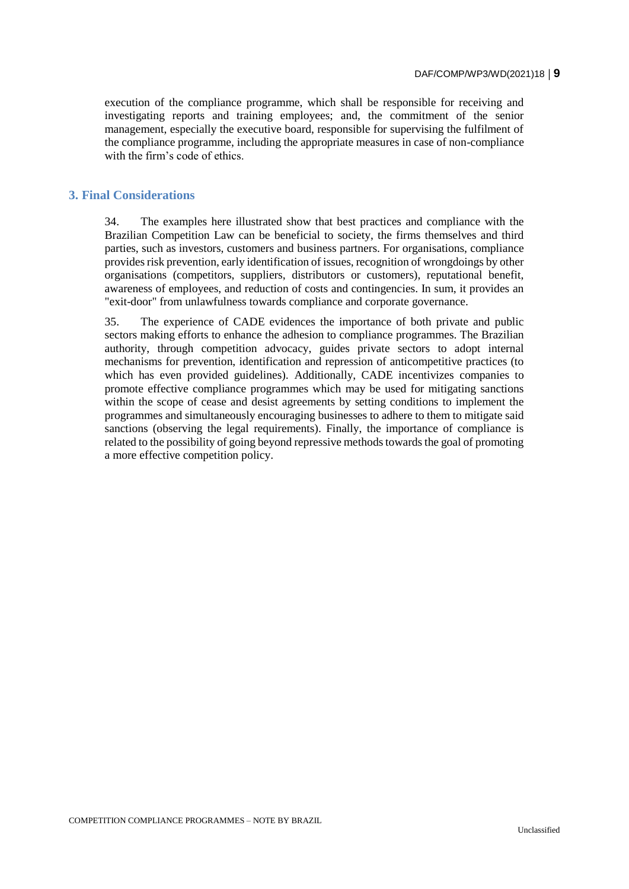execution of the compliance programme, which shall be responsible for receiving and investigating reports and training employees; and, the commitment of the senior management, especially the executive board, responsible for supervising the fulfilment of the compliance programme, including the appropriate measures in case of non-compliance with the firm's code of ethics.

## 3. Final Considerations

34. The examples here illustrated show that best practices and compliance with the Brazilian Competition Law can be beneficial to society, the firms themselves and third parties, such as investors, customers and business partners. For organisations, compliance provides risk prevention, early identification of issues, recognition of wrongdoings by other organisations (competitors, suppliers, distributors or customers), reputational benefit, awareness of employees, and reduction of costs and contingencies. In sum, it provides an "exit-door" from unlawfulness towards compliance and corporate governance.

35. The experience of CADE evidences the importance of both private and public sectors making efforts to enhance the adhesion to compliance programmes. The Brazilian authority, through competition advocacy, guides private sectors to adopt internal mechanisms for prevention, identification and repression of anticompetitive practices (to which has even provided guidelines). Additionally, CADE incentivizes companies to promote effective compliance programmes which may be used for mitigating sanctions within the scope of cease and desist agreements by setting conditions to implement the programmes and simultaneously encouraging businesses to adhere to them to mitigate said sanctions (observing the legal requirements). Finally, the importance of compliance is related to the possibility of going beyond repressive methods towards the goal of promoting a more effective competition policy.